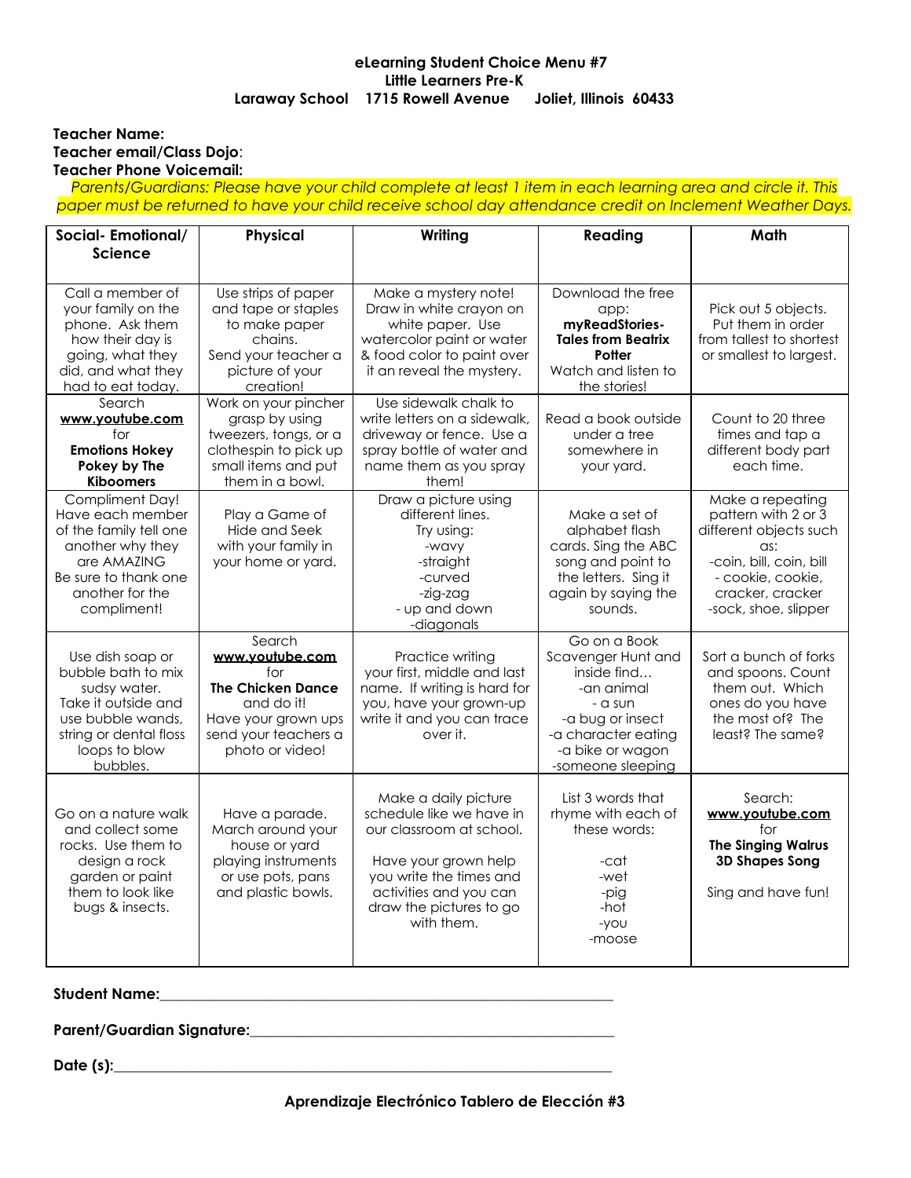**eLearning Student Choice Menu #7**
**Little Learners Pre-K**
**Laraway School 1715 Rowell Avenue Joliet, Illinois 60433**

**Teacher Name:**
**Teacher email/Class Dojo**:
**Teacher Phone Voicemail:**

*Parents/Guardians: Please have your child complete at least 1 item in each learning area and circle it. This paper must be returned to have your child receive school day attendance credit on Inclement Weather Days.*

| Social- Emotional/ Science | Physical | Writing | Reading | Math |
|---|---|---|---|---|
| Call a member of your family on the phone. Ask them how their day is going, what they did, and what they had to eat today. | Use strips of paper and tape or staples to make paper chains. Send your teacher a picture of your creation! | Make a mystery note! Draw in white crayon on white paper. Use watercolor paint or water & food color to paint over it an reveal the mystery. | Download the free app: **myReadStories- Tales from Beatrix Potter** Watch and listen to the stories! | Pick out 5 objects. Put them in order from tallest to shortest or smallest to largest. |
| Search **www.youtube.com** for **Emotions Hokey Pokey by The Kiboomers** | Work on your pincher grasp by using tweezers, tongs, or a clothespin to pick up small items and put them in a bowl. | Use sidewalk chalk to write letters on a sidewalk, driveway or fence. Use a spray bottle of water and name them as you spray them! | Read a book outside under a tree somewhere in your yard. | Count to 20 three times and tap a different body part each time. |
| Compliment Day! Have each member of the family tell one another why they are AMAZING Be sure to thank one another for the compliment! | Play a Game of Hide and Seek with your family in your home or yard. | Draw a picture using different lines. Try using: -wavy -straight -curved -zig-zag - up and down -diagonals | Make a set of alphabet flash cards. Sing the ABC song and point to the letters. Sing it again by saying the sounds. | Make a repeating pattern with 2 or 3 different objects such as: -coin, bill, coin, bill - cookie, cookie, cracker, cracker -sock, shoe, slipper |
| Use dish soap or bubble bath to mix sudsy water. Take it outside and use bubble wands, string or dental floss loops to blow bubbles. | Search **www.youtube.com** for **The Chicken Dance** and do it! Have your grown ups send your teachers a photo or video! | Practice writing your first, middle and last name. If writing is hard for you, have your grown-up write it and you can trace over it. | Go on a Book Scavenger Hunt and inside find… -an animal - a sun -a bug or insect -a character eating -a bike or wagon -someone sleeping | Sort a bunch of forks and spoons. Count them out. Which ones do you have the most of? The least? The same? |
| Go on a nature walk and collect some rocks. Use them to design a rock garden or paint them to look like bugs & insects. | Have a parade. March around your house or yard playing instruments or use pots, pans and plastic bowls. | Make a daily picture schedule like we have in our classroom at school. Have your grown help you write the times and activities and you can draw the pictures to go with them. | List 3 words that rhyme with each of these words: -cat -wet -pig -hot -you -moose | Search: **www.youtube.com** for **The Singing Walrus 3D Shapes Song** Sing and have fun! |

**Student Name:**______________________________________________________________

**Parent/Guardian Signature:**_________________________________________________

**Date (s):**___________________________________________________________________

**Aprendizaje Electrónico Tablero de Elección #3**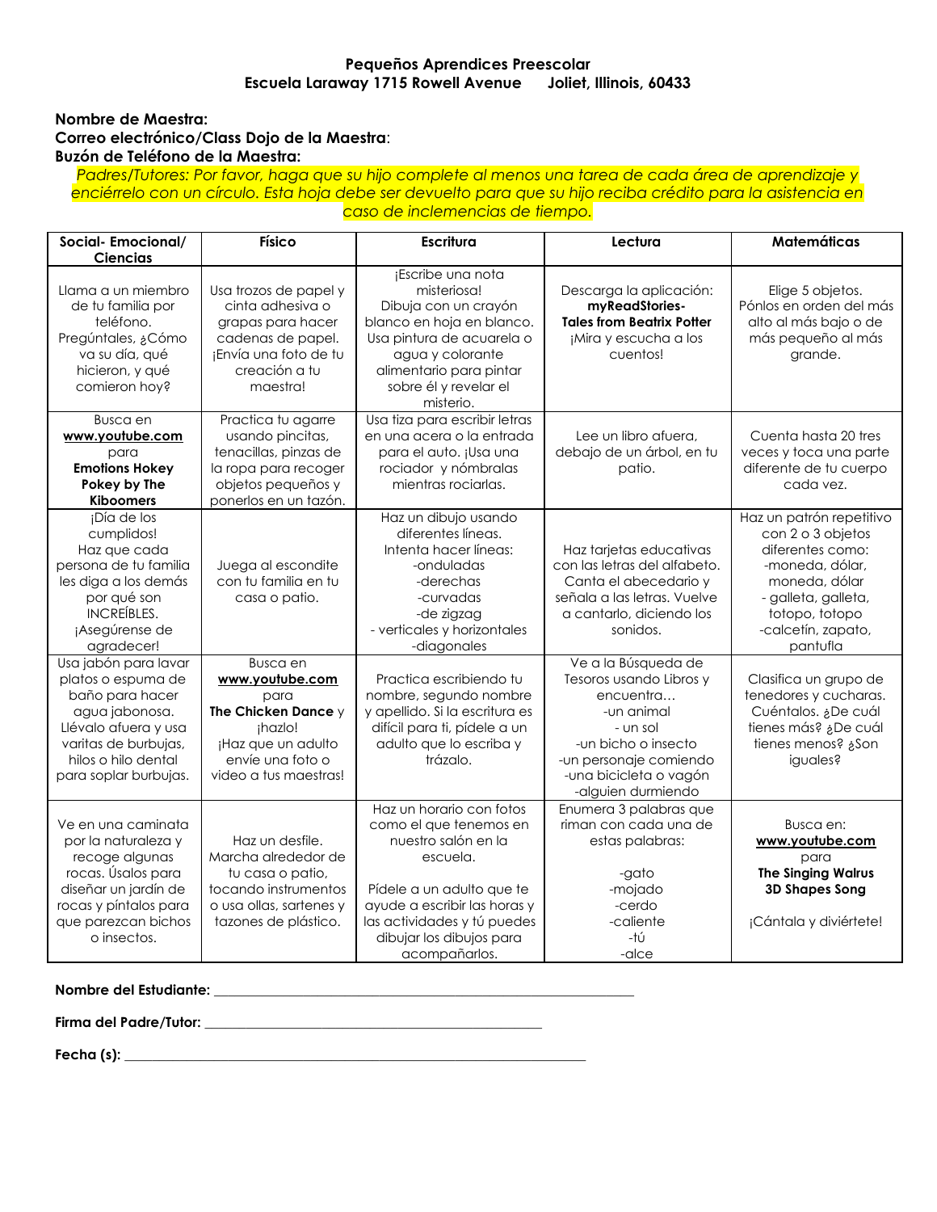**Pequeños Aprendices Preescolar**
**Escuela Laraway 1715 Rowell Avenue Joliet, Illinois, 60433**

**Nombre de Maestra:**
**Correo electrónico/Class Dojo de la Maestra**:
**Buzón de Teléfono de la Maestra:**

*Padres/Tutores: Por favor, haga que su hijo complete al menos una tarea de cada área de aprendizaje y enciérrelo con un círculo. Esta hoja debe ser devuelto para que su hijo reciba crédito para la asistencia en caso de inclemencias de tiempo.*

| Social- Emocional/ Ciencias | Físico | Escritura | Lectura | Matemáticas |
|---|---|---|---|---|
| Llama a un miembro de tu familia por teléfono. Pregúntales, ¿Cómo va su día, qué hicieron, y qué comieron hoy? | Usa trozos de papel y cinta adhesiva o grapas para hacer cadenas de papel. ¡Envía una foto de tu creación a tu maestra! | ¡Escribe una nota misteriosa! Dibuja con un crayón blanco en hoja en blanco. Usa pintura de acuarela o agua y colorante alimentario para pintar sobre él y revelar el misterio. | Descarga la aplicación: **myReadStories- Tales from Beatrix Potter** ¡Mira y escucha a los cuentos! | Elige 5 objetos. Pónlos en orden del más alto al más bajo o de más pequeño al más grande. |
| Busca en **www.youtube.com** para **Emotions Hokey Pokey by The Kiboomers** | Practica tu agarre usando pincitas, tenacillas, pinzas de la ropa para recoger objetos pequeños y ponerlos en un tazón. | Usa tiza para escribir letras en una acera o la entrada para el auto. ¡Usa una rociador y nómbralas mientras rociarlas. | Lee un libro afuera, debajo de un árbol, en tu patio. | Cuenta hasta 20 tres veces y toca una parte diferente de tu cuerpo cada vez. |
| ¡Día de los cumplidos! Haz que cada persona de tu familia les diga a los demás por qué son INCREÍBLES. ¡Asegúrense de agradecer! | Juega al escondite con tu familia en tu casa o patio. | Haz un dibujo usando diferentes líneas. Intenta hacer líneas: -onduladas -derechas -curvadas -de zigzag - verticales y horizontales -diagonales | Haz tarjetas educativas con las letras del alfabeto. Canta el abecedario y señala a las letras. Vuelve a cantarlo, diciendo los sonidos. | Haz un patrón repetitivo con 2 o 3 objetos diferentes como: -moneda, dólar, moneda, dólar - galleta, galleta, totopo, totopo -calcetín, zapato, pantufla |
| Usa jabón para lavar platos o espuma de baño para hacer agua jabonosa. Llévalo afuera y usa varitas de burbujas, hilos o hilo dental para soplar burbujas. | Busca en **www.youtube.com** para **The Chicken Dance** y ¡hazlo! ¡Haz que un adulto envíe una foto o video a tus maestras! | Practica escribiendo tu nombre, segundo nombre y apellido. Si la escritura es difícil para ti, pídele a un adulto que lo escriba y trázalo. | Ve a la Búsqueda de Tesoros usando Libros y encuentra… -un animal - un sol -un bicho o insecto -un personaje comiendo -una bicicleta o vagón -alguien durmiendo | Clasifica un grupo de tenedores y cucharas. Cuéntalos. ¿De cuál tienes más? ¿De cuál tienes menos? ¿Son iguales? |
| Ve en una caminata por la naturaleza y recoge algunas rocas. Úsalos para diseñar un jardín de rocas y píntalos para que parezcan bichos o insectos. | Haz un desfile. Marcha alrededor de tu casa o patio, tocando instrumentos o usa ollas, sartenes y tazones de plástico. | Haz un horario con fotos como el que tenemos en nuestro salón en la escuela. Pídele a un adulto que te ayude a escribir las horas y las actividades y tú puedes dibujar los dibujos para acompañarlos. | Enumera 3 palabras que riman con cada una de estas palabras: -gato -mojado -cerdo -caliente -tú -alce | Busca en: **www.youtube.com** para **The Singing Walrus 3D Shapes Song** ¡Cántala y diviértete! |

**Nombre del Estudiante:** ___________________________________________________________

**Firma del Padre/Tutor:** ________________________________________________

**Fecha (s):** __________________________________________________________________